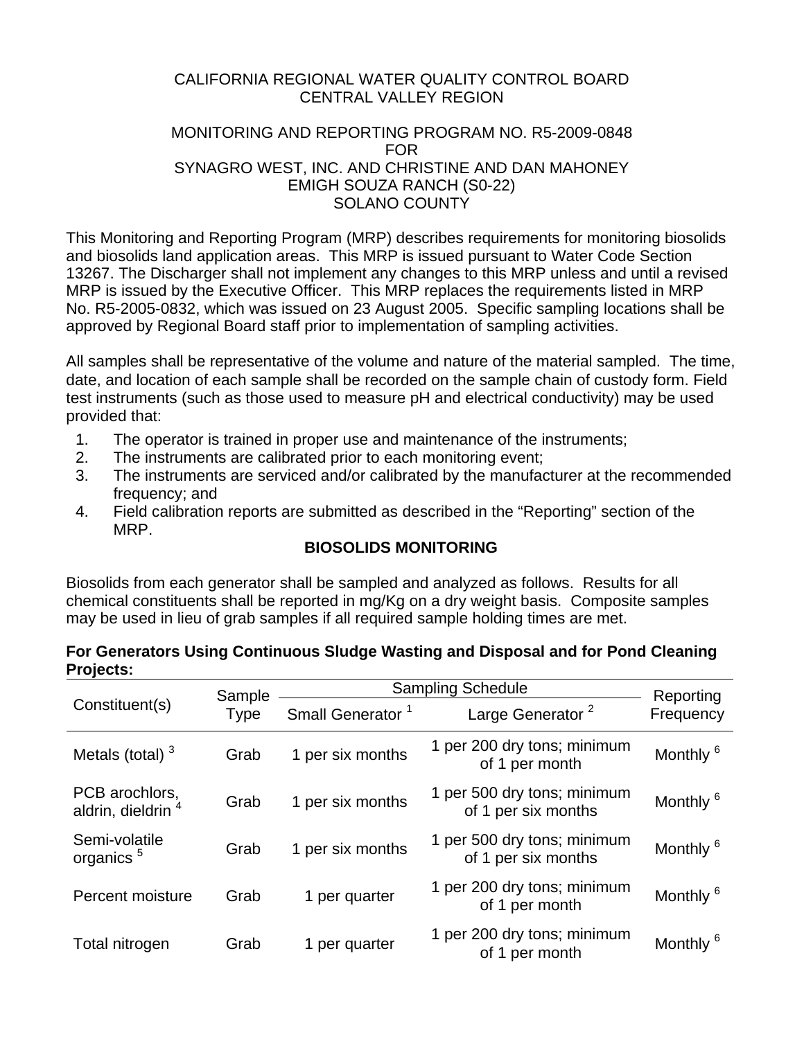CALIFORNIA REGIONAL WATER QUALITY CONTROL BOARD
CENTRAL VALLEY REGION

MONITORING AND REPORTING PROGRAM NO. R5-2009-0848
FOR
SYNAGRO WEST, INC. AND CHRISTINE AND DAN MAHONEY
EMIGH SOUZA RANCH (S0-22)
SOLANO COUNTY

This Monitoring and Reporting Program (MRP) describes requirements for monitoring biosolids and biosolids land application areas. This MRP is issued pursuant to Water Code Section 13267. The Discharger shall not implement any changes to this MRP unless and until a revised MRP is issued by the Executive Officer. This MRP replaces the requirements listed in MRP No. R5-2005-0832, which was issued on 23 August 2005. Specific sampling locations shall be approved by Regional Board staff prior to implementation of sampling activities.

All samples shall be representative of the volume and nature of the material sampled. The time, date, and location of each sample shall be recorded on the sample chain of custody form. Field test instruments (such as those used to measure pH and electrical conductivity) may be used provided that:

1. The operator is trained in proper use and maintenance of the instruments;
2. The instruments are calibrated prior to each monitoring event;
3. The instruments are serviced and/or calibrated by the manufacturer at the recommended frequency; and
4. Field calibration reports are submitted as described in the "Reporting" section of the MRP.

## BIOSOLIDS MONITORING

Biosolids from each generator shall be sampled and analyzed as follows. Results for all chemical constituents shall be reported in mg/Kg on a dry weight basis. Composite samples may be used in lieu of grab samples if all required sample holding times are met.

**For Generators Using Continuous Sludge Wasting and Disposal and for Pond Cleaning Projects:**

| Constituent(s) | Sample Type | Sampling Schedule | | Reporting Frequency |
|---|---|---|---|---|
| | | Small Generator [1] | Large Generator [2] | |
| Metals (total) [3] | Grab | 1 per six months | 1 per 200 dry tons; minimum of 1 per month | Monthly [6] |
| PCB arochlors, aldrin, dieldrin [4] | Grab | 1 per six months | 1 per 500 dry tons; minimum of 1 per six months | Monthly [6] |
| Semi-volatile organics [5] | Grab | 1 per six months | 1 per 500 dry tons; minimum of 1 per six months | Monthly [6] |
| Percent moisture | Grab | 1 per quarter | 1 per 200 dry tons; minimum of 1 per month | Monthly [6] |
| Total nitrogen | Grab | 1 per quarter | 1 per 200 dry tons; minimum of 1 per month | Monthly [6] |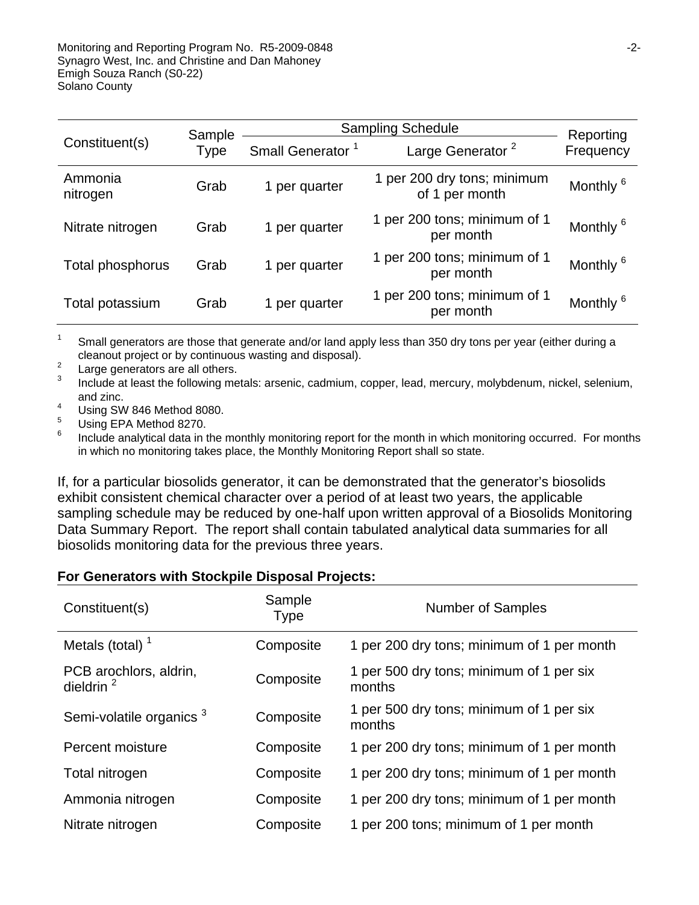| Constituent(s) | Sample Type | Sampling Schedule | | Reporting Frequency |
|---|---|---|---|---|
| | | Small Generator [1] | Large Generator [2] | |
| Ammonia nitrogen | Grab | 1 per quarter | 1 per 200 dry tons; minimum of 1 per month | Monthly [6] |
| Nitrate nitrogen | Grab | 1 per quarter | 1 per 200 tons; minimum of 1 per month | Monthly [6] |
| Total phosphorus | Grab | 1 per quarter | 1 per 200 tons; minimum of 1 per month | Monthly [6] |
| Total potassium | Grab | 1 per quarter | 1 per 200 tons; minimum of 1 per month | Monthly [6] |

[1] Small generators are those that generate and/or land apply less than 350 dry tons per year (either during a cleanout project or by continuous wasting and disposal).
[2] Large generators are all others.
[3] Include at least the following metals: arsenic, cadmium, copper, lead, mercury, molybdenum, nickel, selenium, and zinc.
[4] Using SW 846 Method 8080.
[5] Using EPA Method 8270.
[6] Include analytical data in the monthly monitoring report for the month in which monitoring occurred. For months in which no monitoring takes place, the Monthly Monitoring Report shall so state.

If, for a particular biosolids generator, it can be demonstrated that the generator's biosolids exhibit consistent chemical character over a period of at least two years, the applicable sampling schedule may be reduced by one-half upon written approval of a Biosolids Monitoring Data Summary Report. The report shall contain tabulated analytical data summaries for all biosolids monitoring data for the previous three years.

**For Generators with Stockpile Disposal Projects:**

| Constituent(s) | Sample Type | Number of Samples |
|---|---|---|
| Metals (total) [1] | Composite | 1 per 200 dry tons; minimum of 1 per month |
| PCB arochlors, aldrin, dieldrin [2] | Composite | 1 per 500 dry tons; minimum of 1 per six months |
| Semi-volatile organics [3] | Composite | 1 per 500 dry tons; minimum of 1 per six months |
| Percent moisture | Composite | 1 per 200 dry tons; minimum of 1 per month |
| Total nitrogen | Composite | 1 per 200 dry tons; minimum of 1 per month |
| Ammonia nitrogen | Composite | 1 per 200 dry tons; minimum of 1 per month |
| Nitrate nitrogen | Composite | 1 per 200 tons; minimum of 1 per month |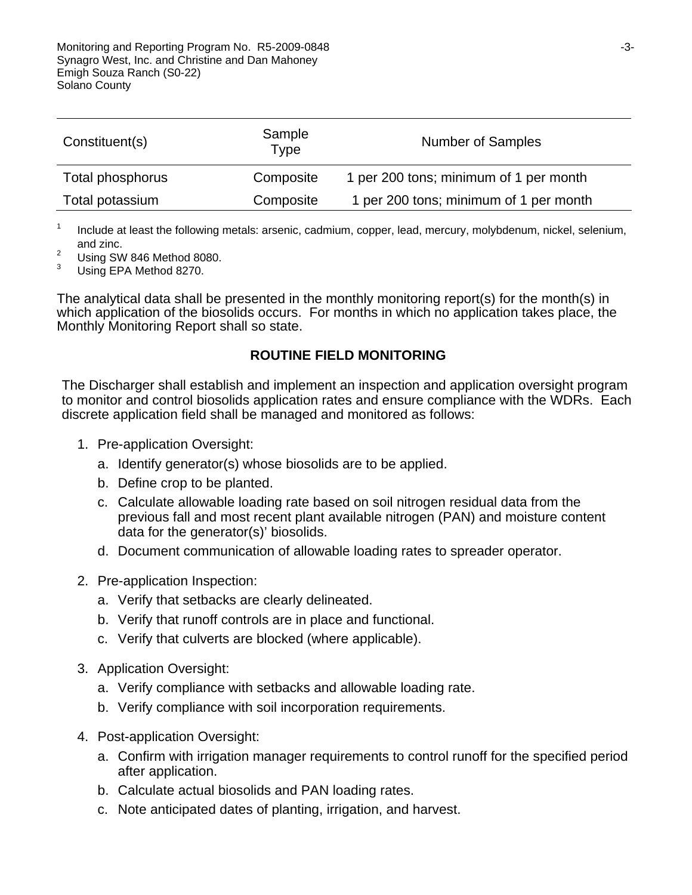| Constituent(s) | Sample Type | Number of Samples |
|---|---|---|
| Total phosphorus | Composite | 1 per 200 tons; minimum of 1 per month |
| Total potassium | Composite | 1 per 200 tons; minimum of 1 per month |

[1] Include at least the following metals: arsenic, cadmium, copper, lead, mercury, molybdenum, nickel, selenium, and zinc.
[2] Using SW 846 Method 8080.
[3] Using EPA Method 8270.

The analytical data shall be presented in the monthly monitoring report(s) for the month(s) in which application of the biosolids occurs. For months in which no application takes place, the Monthly Monitoring Report shall so state.

## ROUTINE FIELD MONITORING

The Discharger shall establish and implement an inspection and application oversight program to monitor and control biosolids application rates and ensure compliance with the WDRs. Each discrete application field shall be managed and monitored as follows:

1. Pre-application Oversight:
   a. Identify generator(s) whose biosolids are to be applied.
   b. Define crop to be planted.
   c. Calculate allowable loading rate based on soil nitrogen residual data from the previous fall and most recent plant available nitrogen (PAN) and moisture content data for the generator(s)' biosolids.
   d. Document communication of allowable loading rates to spreader operator.

2. Pre-application Inspection:
   a. Verify that setbacks are clearly delineated.
   b. Verify that runoff controls are in place and functional.
   c. Verify that culverts are blocked (where applicable).

3. Application Oversight:
   a. Verify compliance with setbacks and allowable loading rate.
   b. Verify compliance with soil incorporation requirements.

4. Post-application Oversight:
   a. Confirm with irrigation manager requirements to control runoff for the specified period after application.
   b. Calculate actual biosolids and PAN loading rates.
   c. Note anticipated dates of planting, irrigation, and harvest.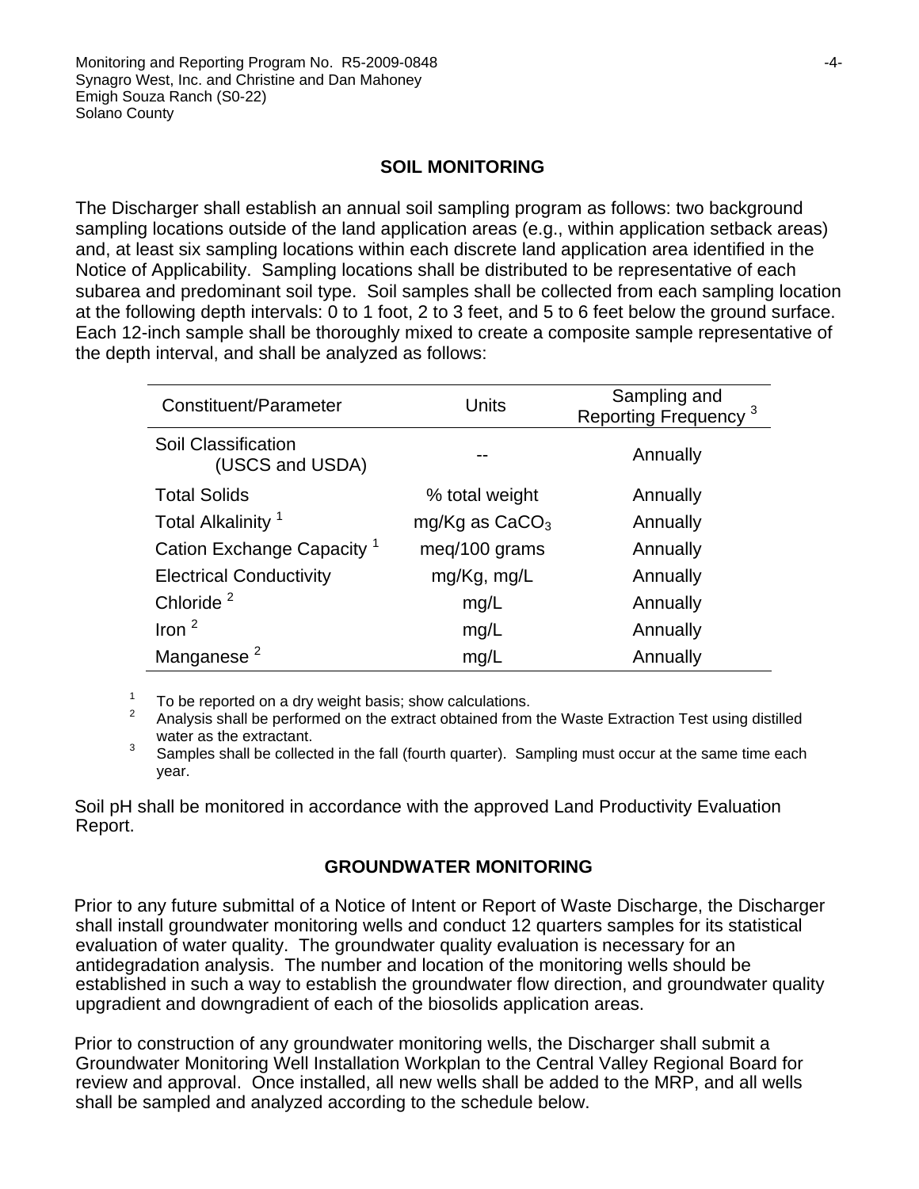## SOIL MONITORING

The Discharger shall establish an annual soil sampling program as follows: two background sampling locations outside of the land application areas (e.g., within application setback areas) and, at least six sampling locations within each discrete land application area identified in the Notice of Applicability. Sampling locations shall be distributed to be representative of each subarea and predominant soil type. Soil samples shall be collected from each sampling location at the following depth intervals: 0 to 1 foot, 2 to 3 feet, and 5 to 6 feet below the ground surface. Each 12-inch sample shall be thoroughly mixed to create a composite sample representative of the depth interval, and shall be analyzed as follows:

| Constituent/Parameter | Units | Sampling and Reporting Frequency [3] |
|---|---|---|
| Soil Classification (USCS and USDA) | -- | Annually |
| Total Solids | % total weight | Annually |
| Total Alkalinity [1] | mg/Kg as $CaCO_3$ | Annually |
| Cation Exchange Capacity [1] | meq/100 grams | Annually |
| Electrical Conductivity | mg/Kg, mg/L | Annually |
| Chloride [2] | mg/L | Annually |
| Iron [2] | mg/L | Annually |
| Manganese [2] | mg/L | Annually |

[1] To be reported on a dry weight basis; show calculations.
[2] Analysis shall be performed on the extract obtained from the Waste Extraction Test using distilled water as the extractant.
[3] Samples shall be collected in the fall (fourth quarter). Sampling must occur at the same time each year.

Soil pH shall be monitored in accordance with the approved Land Productivity Evaluation Report.

## GROUNDWATER MONITORING

Prior to any future submittal of a Notice of Intent or Report of Waste Discharge, the Discharger shall install groundwater monitoring wells and conduct 12 quarters samples for its statistical evaluation of water quality. The groundwater quality evaluation is necessary for an antidegradation analysis. The number and location of the monitoring wells should be established in such a way to establish the groundwater flow direction, and groundwater quality upgradient and downgradient of each of the biosolids application areas.

Prior to construction of any groundwater monitoring wells, the Discharger shall submit a Groundwater Monitoring Well Installation Workplan to the Central Valley Regional Board for review and approval. Once installed, all new wells shall be added to the MRP, and all wells shall be sampled and analyzed according to the schedule below.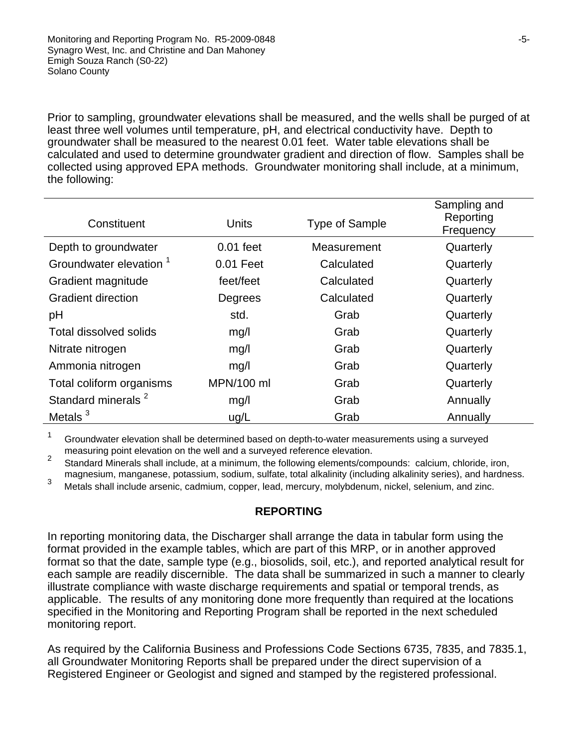Prior to sampling, groundwater elevations shall be measured, and the wells shall be purged of at least three well volumes until temperature, pH, and electrical conductivity have. Depth to groundwater shall be measured to the nearest 0.01 feet. Water table elevations shall be calculated and used to determine groundwater gradient and direction of flow. Samples shall be collected using approved EPA methods. Groundwater monitoring shall include, at a minimum, the following:

| Constituent | Units | Type of Sample | Sampling and Reporting Frequency |
|---|---|---|---|
| Depth to groundwater | 0.01 feet | Measurement | Quarterly |
| Groundwater elevation [1] | 0.01 Feet | Calculated | Quarterly |
| Gradient magnitude | feet/feet | Calculated | Quarterly |
| Gradient direction | Degrees | Calculated | Quarterly |
| pH | std. | Grab | Quarterly |
| Total dissolved solids | mg/l | Grab | Quarterly |
| Nitrate nitrogen | mg/l | Grab | Quarterly |
| Ammonia nitrogen | mg/l | Grab | Quarterly |
| Total coliform organisms | MPN/100 ml | Grab | Quarterly |
| Standard minerals [2] | mg/l | Grab | Annually |
| Metals [3] | ug/L | Grab | Annually |

[1] Groundwater elevation shall be determined based on depth-to-water measurements using a surveyed measuring point elevation on the well and a surveyed reference elevation.

[2] Standard Minerals shall include, at a minimum, the following elements/compounds: calcium, chloride, iron, magnesium, manganese, potassium, sodium, sulfate, total alkalinity (including alkalinity series), and hardness.

[3] Metals shall include arsenic, cadmium, copper, lead, mercury, molybdenum, nickel, selenium, and zinc.

## REPORTING

In reporting monitoring data, the Discharger shall arrange the data in tabular form using the format provided in the example tables, which are part of this MRP, or in another approved format so that the date, sample type (e.g., biosolids, soil, etc.), and reported analytical result for each sample are readily discernible. The data shall be summarized in such a manner to clearly illustrate compliance with waste discharge requirements and spatial or temporal trends, as applicable. The results of any monitoring done more frequently than required at the locations specified in the Monitoring and Reporting Program shall be reported in the next scheduled monitoring report.

As required by the California Business and Professions Code Sections 6735, 7835, and 7835.1, all Groundwater Monitoring Reports shall be prepared under the direct supervision of a Registered Engineer or Geologist and signed and stamped by the registered professional.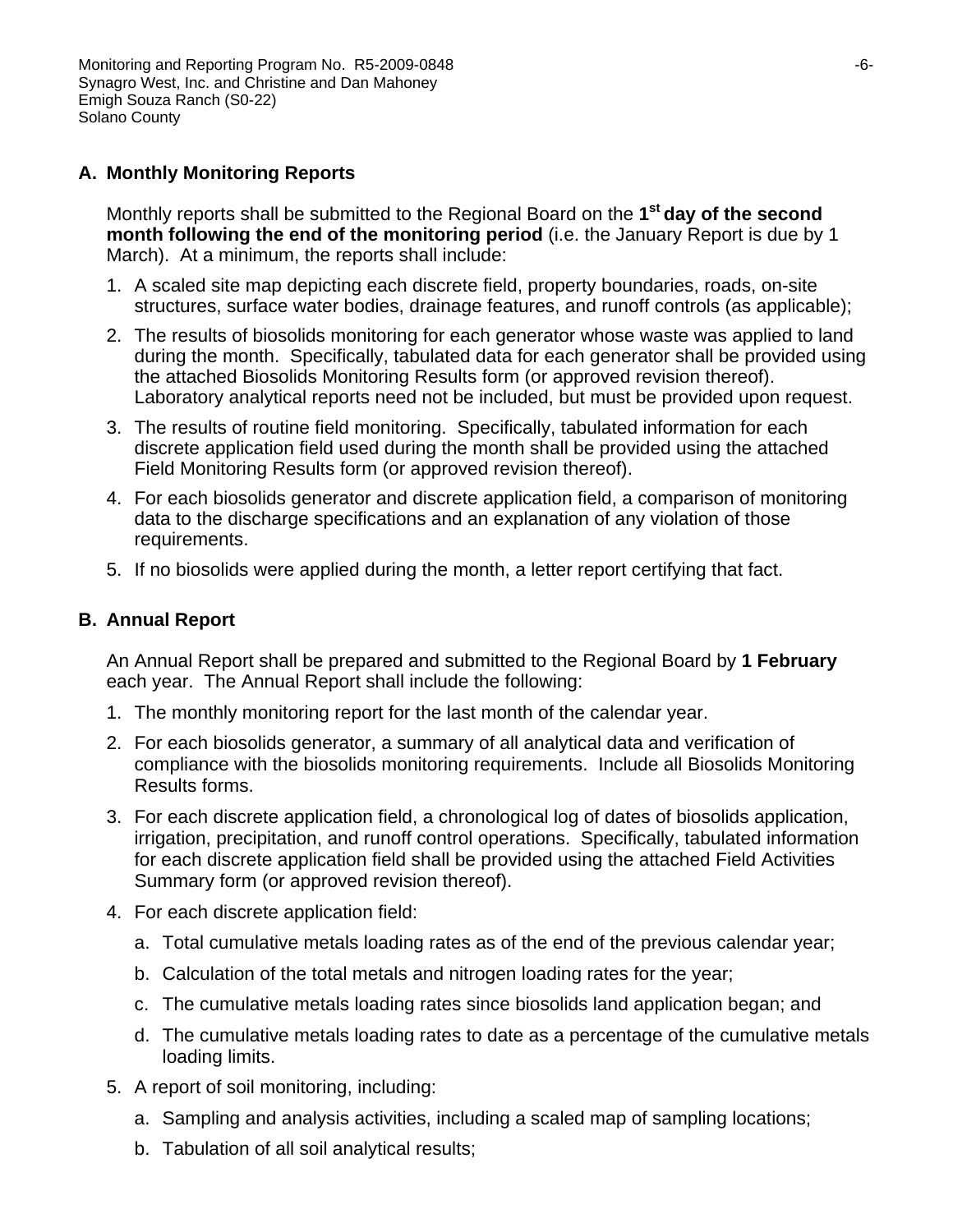## A. Monthly Monitoring Reports

Monthly reports shall be submitted to the Regional Board on the **1st day of the second month following the end of the monitoring period** (i.e. the January Report is due by 1 March). At a minimum, the reports shall include:

1. A scaled site map depicting each discrete field, property boundaries, roads, on-site structures, surface water bodies, drainage features, and runoff controls (as applicable);
2. The results of biosolids monitoring for each generator whose waste was applied to land during the month. Specifically, tabulated data for each generator shall be provided using the attached Biosolids Monitoring Results form (or approved revision thereof). Laboratory analytical reports need not be included, but must be provided upon request.
3. The results of routine field monitoring. Specifically, tabulated information for each discrete application field used during the month shall be provided using the attached Field Monitoring Results form (or approved revision thereof).
4. For each biosolids generator and discrete application field, a comparison of monitoring data to the discharge specifications and an explanation of any violation of those requirements.
5. If no biosolids were applied during the month, a letter report certifying that fact.

## B. Annual Report

An Annual Report shall be prepared and submitted to the Regional Board by **1 February** each year. The Annual Report shall include the following:

1. The monthly monitoring report for the last month of the calendar year.
2. For each biosolids generator, a summary of all analytical data and verification of compliance with the biosolids monitoring requirements. Include all Biosolids Monitoring Results forms.
3. For each discrete application field, a chronological log of dates of biosolids application, irrigation, precipitation, and runoff control operations. Specifically, tabulated information for each discrete application field shall be provided using the attached Field Activities Summary form (or approved revision thereof).
4. For each discrete application field:
   a. Total cumulative metals loading rates as of the end of the previous calendar year;
   b. Calculation of the total metals and nitrogen loading rates for the year;
   c. The cumulative metals loading rates since biosolids land application began; and
   d. The cumulative metals loading rates to date as a percentage of the cumulative metals loading limits.
5. A report of soil monitoring, including:
   a. Sampling and analysis activities, including a scaled map of sampling locations;
   b. Tabulation of all soil analytical results;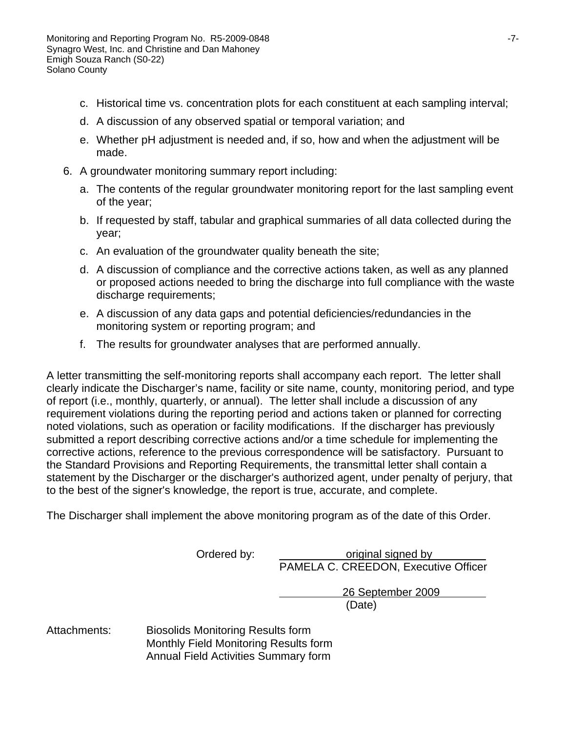c. Historical time vs. concentration plots for each constituent at each sampling interval;

   d. A discussion of any observed spatial or temporal variation; and

   e. Whether pH adjustment is needed and, if so, how and when the adjustment will be made.

6. A groundwater monitoring summary report including:

   a. The contents of the regular groundwater monitoring report for the last sampling event of the year;

   b. If requested by staff, tabular and graphical summaries of all data collected during the year;

   c. An evaluation of the groundwater quality beneath the site;

   d. A discussion of compliance and the corrective actions taken, as well as any planned or proposed actions needed to bring the discharge into full compliance with the waste discharge requirements;

   e. A discussion of any data gaps and potential deficiencies/redundancies in the monitoring system or reporting program; and

   f. The results for groundwater analyses that are performed annually.

A letter transmitting the self-monitoring reports shall accompany each report. The letter shall clearly indicate the Discharger's name, facility or site name, county, monitoring period, and type of report (i.e., monthly, quarterly, or annual). The letter shall include a discussion of any requirement violations during the reporting period and actions taken or planned for correcting noted violations, such as operation or facility modifications. If the discharger has previously submitted a report describing corrective actions and/or a time schedule for implementing the corrective actions, reference to the previous correspondence will be satisfactory. Pursuant to the Standard Provisions and Reporting Requirements, the transmittal letter shall contain a statement by the Discharger or the discharger's authorized agent, under penalty of perjury, that to the best of the signer's knowledge, the report is true, accurate, and complete.

The Discharger shall implement the above monitoring program as of the date of this Order.

Ordered by: original signed by
PAMELA C. CREEDON, Executive Officer

26 September 2009
(Date)

Attachments: Biosolids Monitoring Results form
Monthly Field Monitoring Results form
Annual Field Activities Summary form